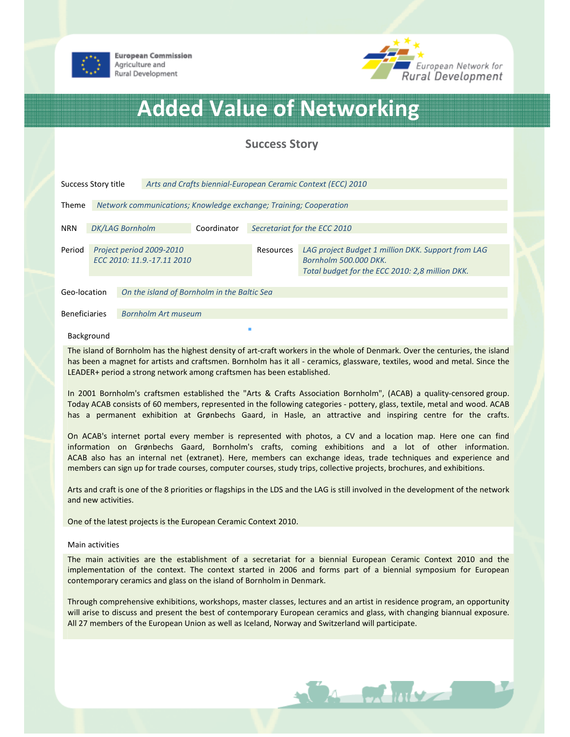European Commission
Agriculture and
Rural Development

European Network for
Rural Development

# Added Value of Networking

## Success Story

| | |
|---|---|
| Success Story title | *Arts and Crafts biennial-European Ceramic Context (ECC) 2010* |
| Theme | *Network communications; Knowledge exchange; Training; Cooperation* |
| NRN | *DK/LAG Bornholm* |
| Coordinator | *Secretariat for the ECC 2010* |
| Period | *Project period 2009-2010*<br>*ECC 2010: 11.9.-17.11 2010* |
| Resources | *LAG project Budget 1 million DKK. Support from LAG Bornholm 500.000 DKK.*<br>*Total budget for the ECC 2010: 2,8 million DKK.* |
| Geo-location | *On the island of Bornholm in the Baltic Sea* |
| Beneficiaries | *Bornholm Art museum* |

### Background

The island of Bornholm has the highest density of art-craft workers in the whole of Denmark. Over the centuries, the island has been a magnet for artists and craftsmen. Bornholm has it all - ceramics, glassware, textiles, wood and metal. Since the LEADER+ period a strong network among craftsmen has been established.

In 2001 Bornholm's craftsmen established the "Arts & Crafts Association Bornholm", (ACAB) a quality-censored group. Today ACAB consists of 60 members, represented in the following categories - pottery, glass, textile, metal and wood. ACAB has a permanent exhibition at Grønbechs Gaard, in Hasle, an attractive and inspiring centre for the crafts.

On ACAB's internet portal every member is represented with photos, a CV and a location map. Here one can find information on Grønbechs Gaard, Bornholm's crafts, coming exhibitions and a lot of other information. ACAB also has an internal net (extranet). Here, members can exchange ideas, trade techniques and experience and members can sign up for trade courses, computer courses, study trips, collective projects, brochures, and exhibitions.

Arts and craft is one of the 8 priorities or flagships in the LDS and the LAG is still involved in the development of the network and new activities.

One of the latest projects is the European Ceramic Context 2010.

### Main activities

The main activities are the establishment of a secretariat for a biennial European Ceramic Context 2010 and the implementation of the context. The context started in 2006 and forms part of a biennial symposium for European contemporary ceramics and glass on the island of Bornholm in Denmark.

Through comprehensive exhibitions, workshops, master classes, lectures and an artist in residence program, an opportunity will arise to discuss and present the best of contemporary European ceramics and glass, with changing biannual exposure. All 27 members of the European Union as well as Iceland, Norway and Switzerland will participate.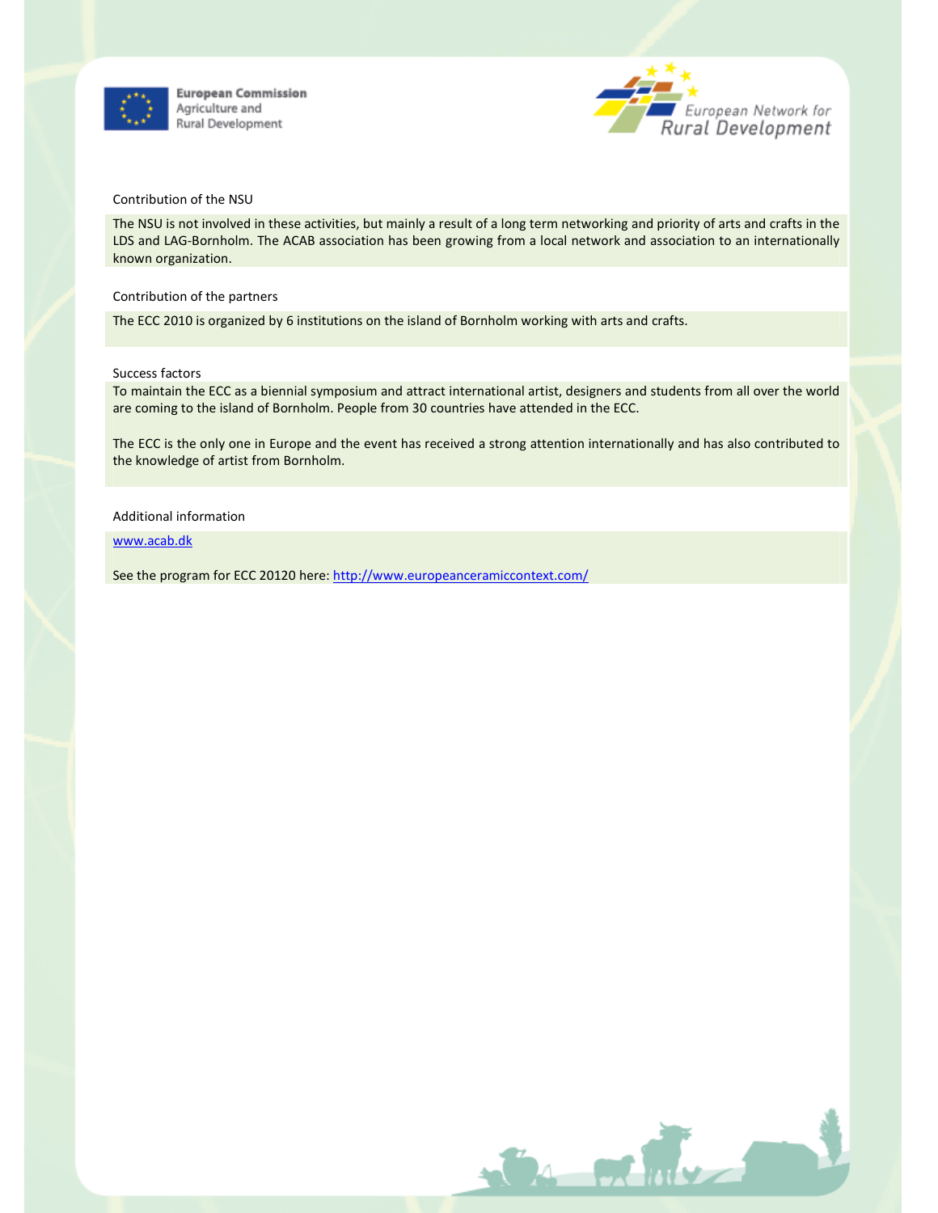European Commission
Agriculture and
Rural Development

European Network for
Rural Development

Contribution of the NSU

The NSU is not involved in these activities, but mainly a result of a long term networking and priority of arts and crafts in the LDS and LAG-Bornholm. The ACAB association has been growing from a local network and association to an internationally known organization.

Contribution of the partners

The ECC 2010 is organized by 6 institutions on the island of Bornholm working with arts and crafts.

Success factors

To maintain the ECC as a biennial symposium and attract international artist, designers and students from all over the world are coming to the island of Bornholm. People from 30 countries have attended in the ECC.

The ECC is the only one in Europe and the event has received a strong attention internationally and has also contributed to the knowledge of artist from Bornholm.

Additional information

www.acab.dk

See the program for ECC 20120 here: http://www.europeanceramiccontext.com/